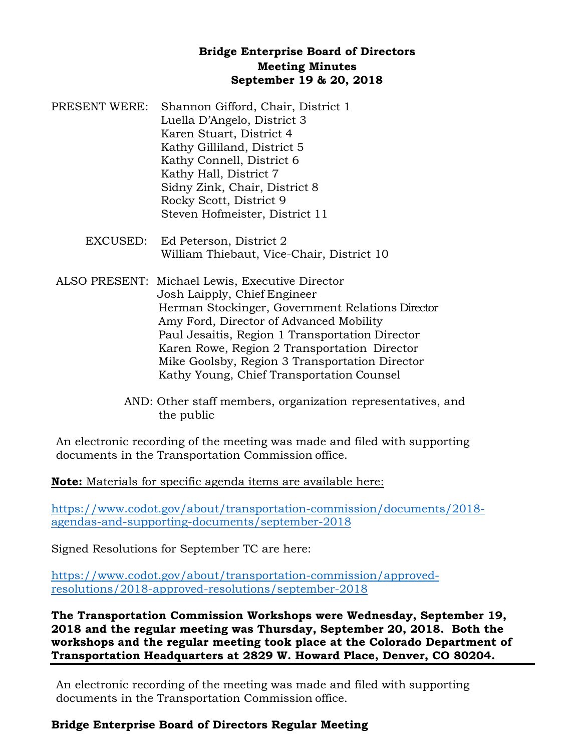**Bridge Enterprise Board of Directors**
**Meeting Minutes**
**September 19 & 20, 2018**

PRESENT WERE: Shannon Gifford, Chair, District 1
Luella D'Angelo, District 3
Karen Stuart, District 4
Kathy Gilliland, District 5
Kathy Connell, District 6
Kathy Hall, District 7
Sidny Zink, Chair, District 8
Rocky Scott, District 9
Steven Hofmeister, District 11

EXCUSED: Ed Peterson, District 2
William Thiebaut, Vice-Chair, District 10

ALSO PRESENT: Michael Lewis, Executive Director
Josh Laipply, Chief Engineer
Herman Stockinger, Government Relations Director
Amy Ford, Director of Advanced Mobility
Paul Jesaitis, Region 1 Transportation Director
Karen Rowe, Region 2 Transportation Director
Mike Goolsby, Region 3 Transportation Director
Kathy Young, Chief Transportation Counsel

AND: Other staff members, organization representatives, and the public

An electronic recording of the meeting was made and filed with supporting documents in the Transportation Commission office.

**Note:** Materials for specific agenda items are available here:

https://www.codot.gov/about/transportation-commission/documents/2018-agendas-and-supporting-documents/september-2018

Signed Resolutions for September TC are here:

https://www.codot.gov/about/transportation-commission/approved-resolutions/2018-approved-resolutions/september-2018

**The Transportation Commission Workshops were Wednesday, September 19, 2018 and the regular meeting was Thursday, September 20, 2018. Both the workshops and the regular meeting took place at the Colorado Department of Transportation Headquarters at 2829 W. Howard Place, Denver, CO 80204.**

---

An electronic recording of the meeting was made and filed with supporting documents in the Transportation Commission office.

**Bridge Enterprise Board of Directors Regular Meeting**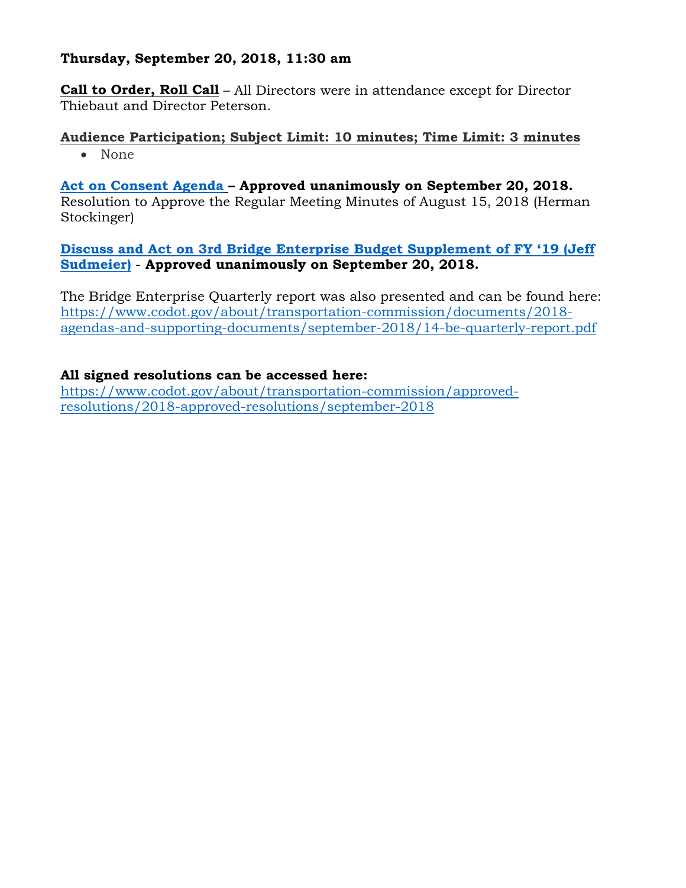**Thursday, September 20, 2018, 11:30 am**

**Call to Order, Roll Call** – All Directors were in attendance except for Director Thiebaut and Director Peterson.

**Audience Participation; Subject Limit: 10 minutes; Time Limit: 3 minutes**

- None

**Act on Consent Agenda – Approved unanimously on September 20, 2018.**
Resolution to Approve the Regular Meeting Minutes of August 15, 2018 (Herman Stockinger)

**Discuss and Act on 3rd Bridge Enterprise Budget Supplement of FY '19 (Jeff Sudmeier) - Approved unanimously on September 20, 2018.**

The Bridge Enterprise Quarterly report was also presented and can be found here: https://www.codot.gov/about/transportation-commission/documents/2018-agendas-and-supporting-documents/september-2018/14-be-quarterly-report.pdf

**All signed resolutions can be accessed here:**
https://www.codot.gov/about/transportation-commission/approved-resolutions/2018-approved-resolutions/september-2018